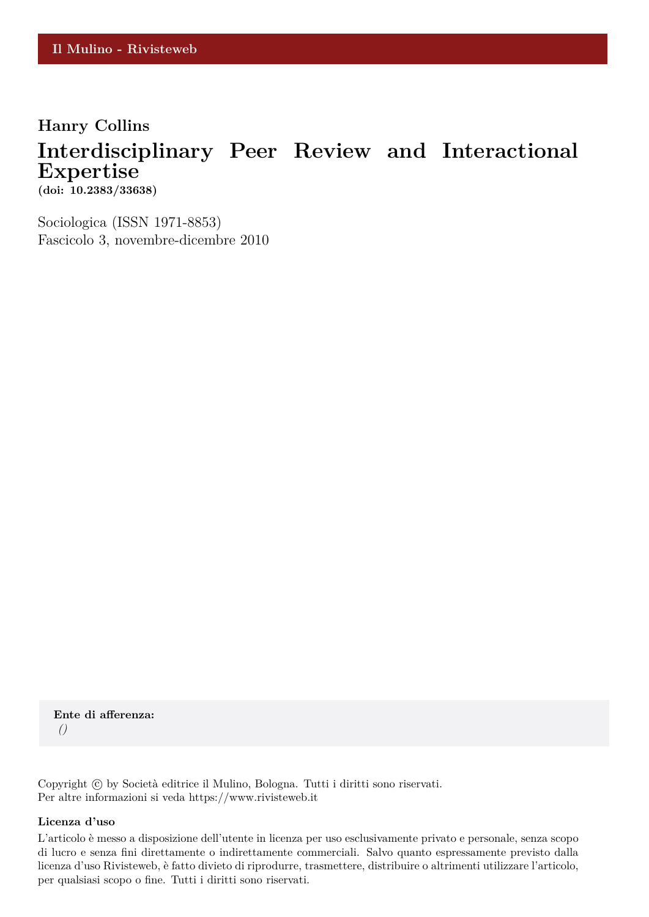Il Mulino - Rivisteweb

**Hanry Collins**

# Interdisciplinary Peer Review and Interactional Expertise

**(doi: 10.2383/33638)**

Sociologica (ISSN 1971-8853)
Fascicolo 3, novembre-dicembre 2010

**Ente di afferenza:**
*()*

Copyright © by Società editrice il Mulino, Bologna. Tutti i diritti sono riservati.
Per altre informazioni si veda https://www.rivisteweb.it

**Licenza d'uso**

L'articolo è messo a disposizione dell'utente in licenza per uso esclusivamente privato e personale, senza scopo di lucro e senza fini direttamente o indirettamente commerciali. Salvo quanto espressamente previsto dalla licenza d'uso Rivisteweb, è fatto divieto di riprodurre, trasmettere, distribuire o altrimenti utilizzare l'articolo, per qualsiasi scopo o fine. Tutti i diritti sono riservati.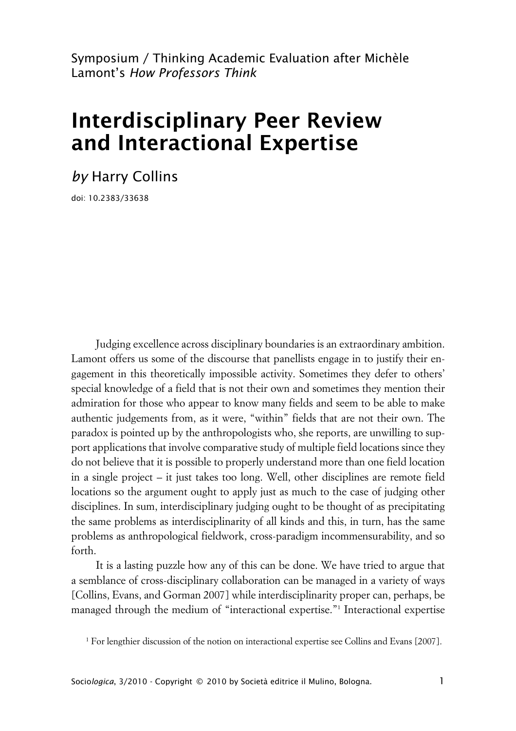Symposium / Thinking Academic Evaluation after Michèle Lamont's *How Professors Think*

# Interdisciplinary Peer Review and Interactional Expertise

*by* Harry Collins

doi: 10.2383/33638

Judging excellence across disciplinary boundaries is an extraordinary ambition. Lamont offers us some of the discourse that panellists engage in to justify their engagement in this theoretically impossible activity. Sometimes they defer to others' special knowledge of a field that is not their own and sometimes they mention their admiration for those who appear to know many fields and seem to be able to make authentic judgements from, as it were, "within" fields that are not their own. The paradox is pointed up by the anthropologists who, she reports, are unwilling to support applications that involve comparative study of multiple field locations since they do not believe that it is possible to properly understand more than one field location in a single project – it just takes too long. Well, other disciplines are remote field locations so the argument ought to apply just as much to the case of judging other disciplines. In sum, interdisciplinary judging ought to be thought of as precipitating the same problems as interdisciplinarity of all kinds and this, in turn, has the same problems as anthropological fieldwork, cross-paradigm incommensurability, and so forth.

It is a lasting puzzle how any of this can be done. We have tried to argue that a semblance of cross-disciplinary collaboration can be managed in a variety of ways [Collins, Evans, and Gorman 2007] while interdisciplinarity proper can, perhaps, be managed through the medium of "interactional expertise."[1] Interactional expertise

[1] For lengthier discussion of the notion on interactional expertise see Collins and Evans [2007].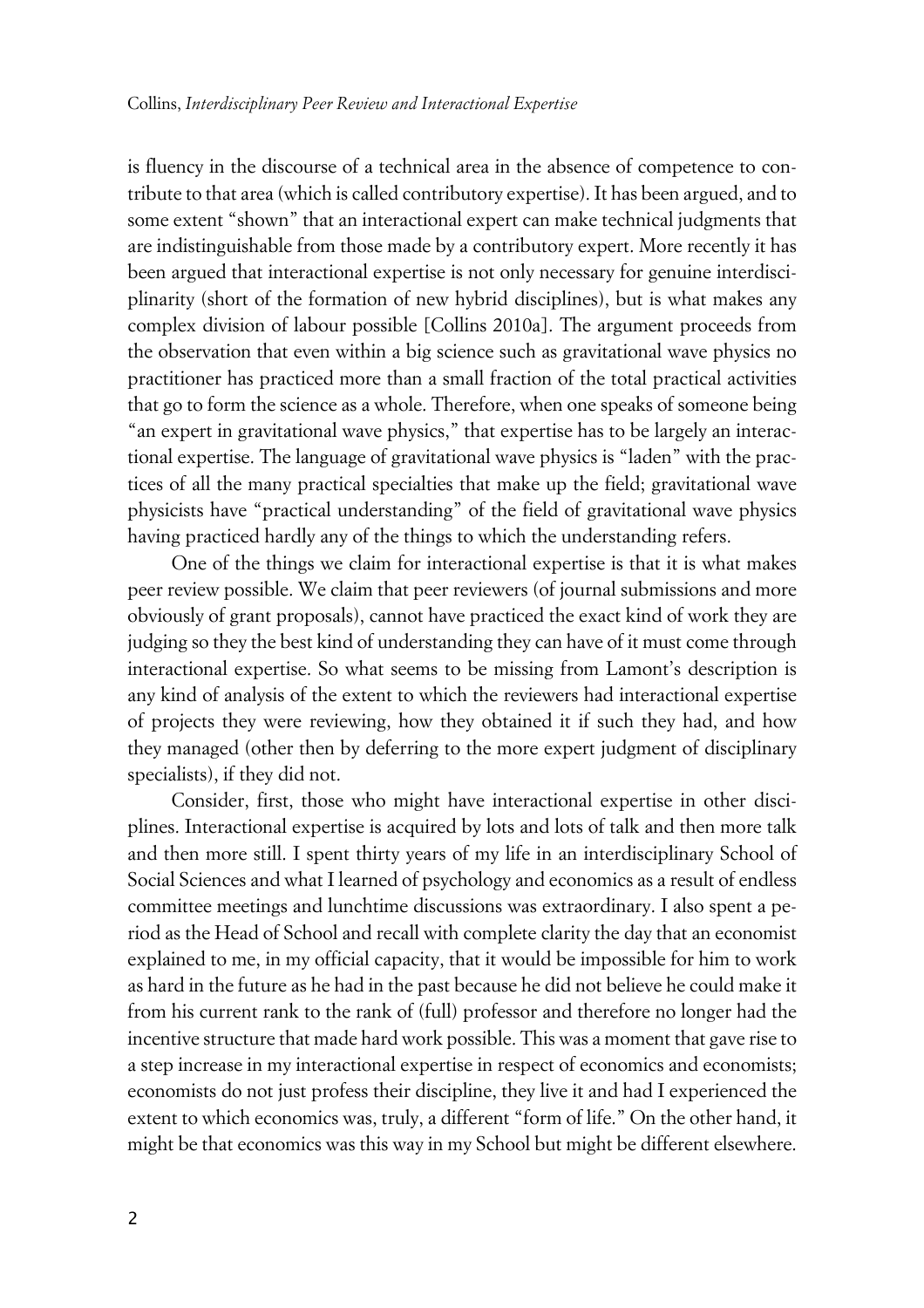is fluency in the discourse of a technical area in the absence of competence to contribute to that area (which is called contributory expertise). It has been argued, and to some extent "shown" that an interactional expert can make technical judgments that are indistinguishable from those made by a contributory expert. More recently it has been argued that interactional expertise is not only necessary for genuine interdisciplinarity (short of the formation of new hybrid disciplines), but is what makes any complex division of labour possible [Collins 2010a]. The argument proceeds from the observation that even within a big science such as gravitational wave physics no practitioner has practiced more than a small fraction of the total practical activities that go to form the science as a whole. Therefore, when one speaks of someone being "an expert in gravitational wave physics," that expertise has to be largely an interactional expertise. The language of gravitational wave physics is "laden" with the practices of all the many practical specialties that make up the field; gravitational wave physicists have "practical understanding" of the field of gravitational wave physics having practiced hardly any of the things to which the understanding refers.

One of the things we claim for interactional expertise is that it is what makes peer review possible. We claim that peer reviewers (of journal submissions and more obviously of grant proposals), cannot have practiced the exact kind of work they are judging so they the best kind of understanding they can have of it must come through interactional expertise. So what seems to be missing from Lamont's description is any kind of analysis of the extent to which the reviewers had interactional expertise of projects they were reviewing, how they obtained it if such they had, and how they managed (other then by deferring to the more expert judgment of disciplinary specialists), if they did not.

Consider, first, those who might have interactional expertise in other disciplines. Interactional expertise is acquired by lots and lots of talk and then more talk and then more still. I spent thirty years of my life in an interdisciplinary School of Social Sciences and what I learned of psychology and economics as a result of endless committee meetings and lunchtime discussions was extraordinary. I also spent a period as the Head of School and recall with complete clarity the day that an economist explained to me, in my official capacity, that it would be impossible for him to work as hard in the future as he had in the past because he did not believe he could make it from his current rank to the rank of (full) professor and therefore no longer had the incentive structure that made hard work possible. This was a moment that gave rise to a step increase in my interactional expertise in respect of economics and economists; economists do not just profess their discipline, they live it and had I experienced the extent to which economics was, truly, a different "form of life." On the other hand, it might be that economics was this way in my School but might be different elsewhere.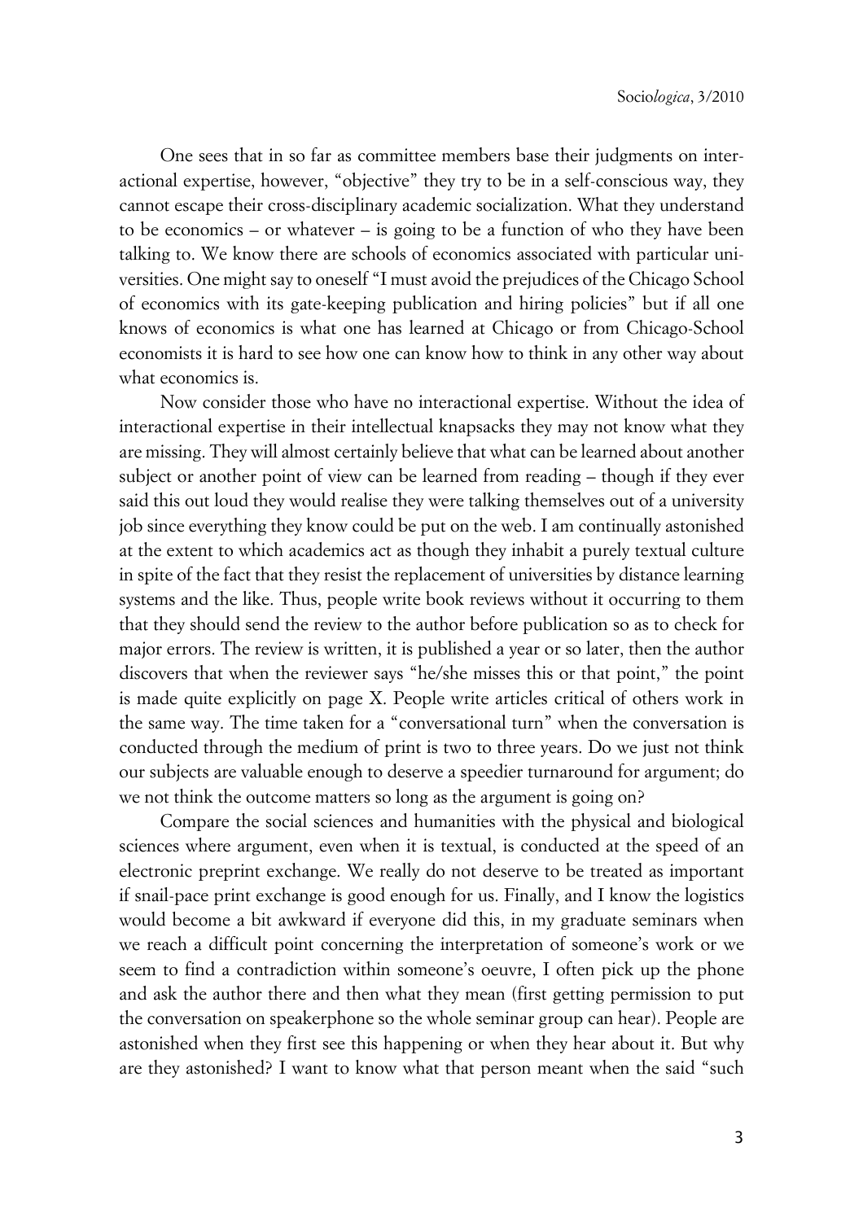One sees that in so far as committee members base their judgments on interactional expertise, however, "objective" they try to be in a self-conscious way, they cannot escape their cross-disciplinary academic socialization. What they understand to be economics – or whatever – is going to be a function of who they have been talking to. We know there are schools of economics associated with particular universities. One might say to oneself "I must avoid the prejudices of the Chicago School of economics with its gate-keeping publication and hiring policies" but if all one knows of economics is what one has learned at Chicago or from Chicago-School economists it is hard to see how one can know how to think in any other way about what economics is.

Now consider those who have no interactional expertise. Without the idea of interactional expertise in their intellectual knapsacks they may not know what they are missing. They will almost certainly believe that what can be learned about another subject or another point of view can be learned from reading – though if they ever said this out loud they would realise they were talking themselves out of a university job since everything they know could be put on the web. I am continually astonished at the extent to which academics act as though they inhabit a purely textual culture in spite of the fact that they resist the replacement of universities by distance learning systems and the like. Thus, people write book reviews without it occurring to them that they should send the review to the author before publication so as to check for major errors. The review is written, it is published a year or so later, then the author discovers that when the reviewer says "he/she misses this or that point," the point is made quite explicitly on page X. People write articles critical of others work in the same way. The time taken for a "conversational turn" when the conversation is conducted through the medium of print is two to three years. Do we just not think our subjects are valuable enough to deserve a speedier turnaround for argument; do we not think the outcome matters so long as the argument is going on?

Compare the social sciences and humanities with the physical and biological sciences where argument, even when it is textual, is conducted at the speed of an electronic preprint exchange. We really do not deserve to be treated as important if snail-pace print exchange is good enough for us. Finally, and I know the logistics would become a bit awkward if everyone did this, in my graduate seminars when we reach a difficult point concerning the interpretation of someone's work or we seem to find a contradiction within someone's oeuvre, I often pick up the phone and ask the author there and then what they mean (first getting permission to put the conversation on speakerphone so the whole seminar group can hear). People are astonished when they first see this happening or when they hear about it. But why are they astonished? I want to know what that person meant when the said "such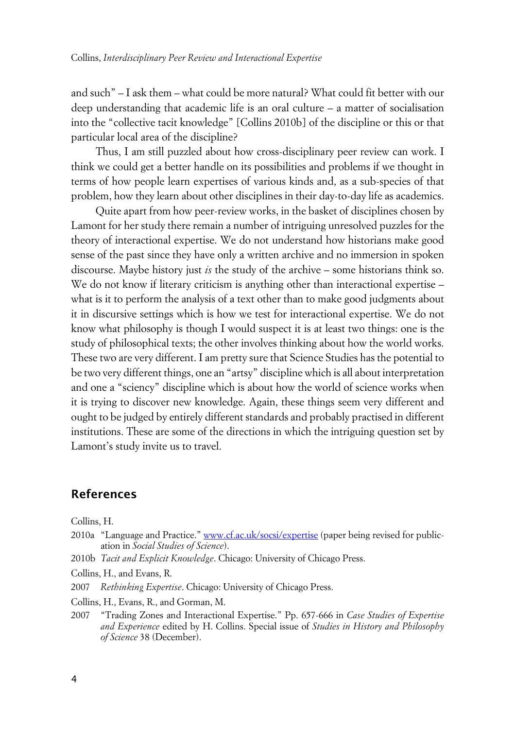and such" – I ask them – what could be more natural? What could fit better with our deep understanding that academic life is an oral culture – a matter of socialisation into the "collective tacit knowledge" [Collins 2010b] of the discipline or this or that particular local area of the discipline?

Thus, I am still puzzled about how cross-disciplinary peer review can work. I think we could get a better handle on its possibilities and problems if we thought in terms of how people learn expertises of various kinds and, as a sub-species of that problem, how they learn about other disciplines in their day-to-day life as academics.

Quite apart from how peer-review works, in the basket of disciplines chosen by Lamont for her study there remain a number of intriguing unresolved puzzles for the theory of interactional expertise. We do not understand how historians make good sense of the past since they have only a written archive and no immersion in spoken discourse. Maybe history just *is* the study of the archive – some historians think so. We do not know if literary criticism is anything other than interactional expertise – what is it to perform the analysis of a text other than to make good judgments about it in discursive settings which is how we test for interactional expertise. We do not know what philosophy is though I would suspect it is at least two things: one is the study of philosophical texts; the other involves thinking about how the world works. These two are very different. I am pretty sure that Science Studies has the potential to be two very different things, one an "artsy" discipline which is all about interpretation and one a "sciency" discipline which is about how the world of science works when it is trying to discover new knowledge. Again, these things seem very different and ought to be judged by entirely different standards and probably practised in different institutions. These are some of the directions in which the intriguing question set by Lamont's study invite us to travel.

## References

Collins, H.

2010a "Language and Practice." www.cf.ac.uk/socsi/expertise (paper being revised for publication in *Social Studies of Science*).

2010b *Tacit and Explicit Knowledge*. Chicago: University of Chicago Press.

Collins, H., and Evans, R.

2007 *Rethinking Expertise*. Chicago: University of Chicago Press.

Collins, H., Evans, R., and Gorman, M.

2007 "Trading Zones and Interactional Expertise." Pp. 657-666 in *Case Studies of Expertise and Experience* edited by H. Collins. Special issue of *Studies in History and Philosophy of Science* 38 (December).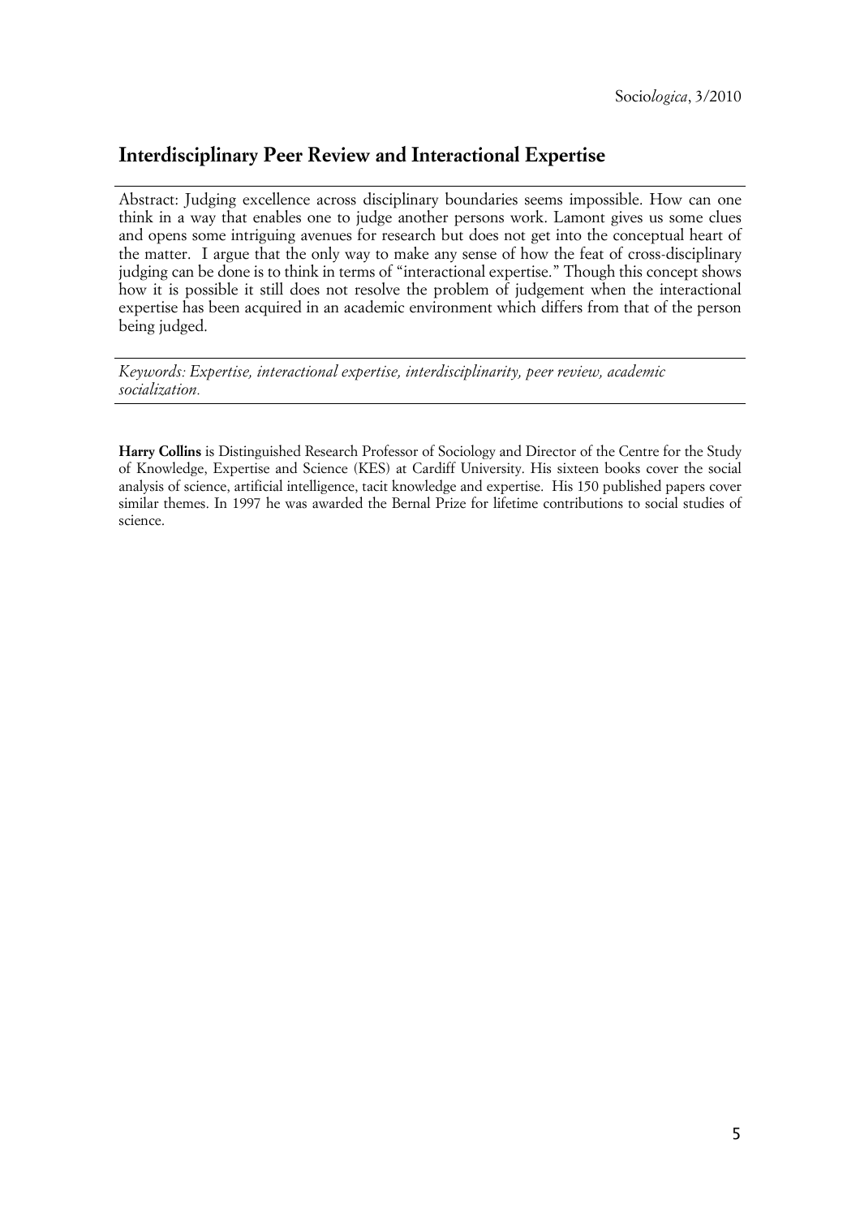## Interdisciplinary Peer Review and Interactional Expertise

Abstract: Judging excellence across disciplinary boundaries seems impossible. How can one think in a way that enables one to judge another persons work. Lamont gives us some clues and opens some intriguing avenues for research but does not get into the conceptual heart of the matter. I argue that the only way to make any sense of how the feat of cross-disciplinary judging can be done is to think in terms of "interactional expertise." Though this concept shows how it is possible it still does not resolve the problem of judgement when the interactional expertise has been acquired in an academic environment which differs from that of the person being judged.

*Keywords: Expertise, interactional expertise, interdisciplinarity, peer review, academic socialization.*

**Harry Collins** is Distinguished Research Professor of Sociology and Director of the Centre for the Study of Knowledge, Expertise and Science (KES) at Cardiff University. His sixteen books cover the social analysis of science, artificial intelligence, tacit knowledge and expertise. His 150 published papers cover similar themes. In 1997 he was awarded the Bernal Prize for lifetime contributions to social studies of science.